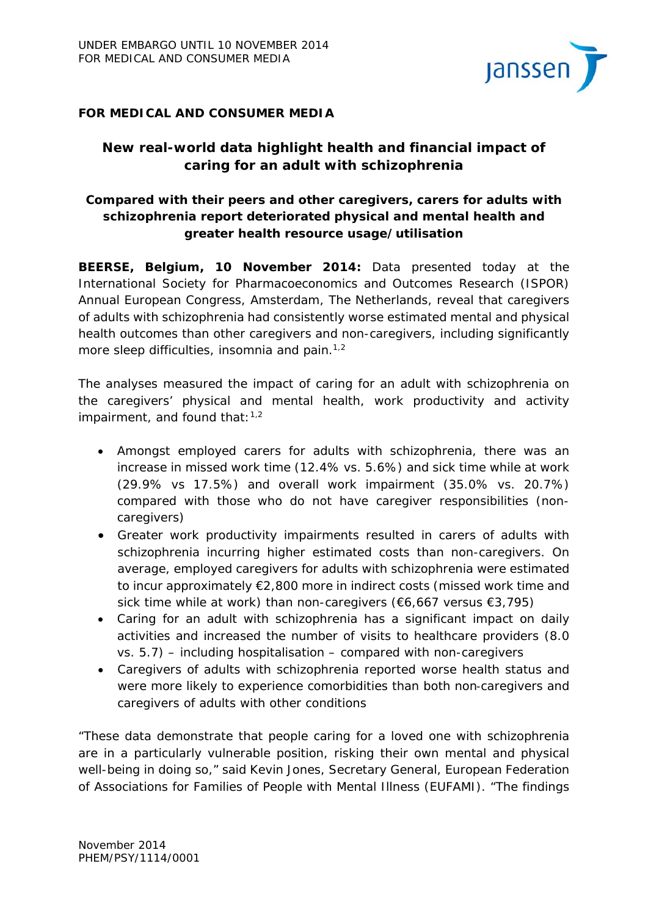UNDER EMBARGO UNTIL 10 NOVEMBER 2014
FOR MEDICAL AND CONSUMER MEDIA

**FOR MEDICAL AND CONSUMER MEDIA**

## New real-world data highlight health and financial impact of caring for an adult with schizophrenia

### Compared with their peers and other caregivers, carers for adults with schizophrenia report deteriorated physical and mental health and greater health resource usage/utilisation

**BEERSE, Belgium, 10 November 2014:** Data presented today at the International Society for Pharmacoeconomics and Outcomes Research (ISPOR) Annual European Congress, Amsterdam, The Netherlands, reveal that caregivers of adults with schizophrenia had consistently worse estimated mental and physical health outcomes than other caregivers and non-caregivers, including significantly more sleep difficulties, insomnia and pain.[1,2]

The analyses measured the impact of caring for an adult with schizophrenia on the caregivers' physical and mental health, work productivity and activity impairment, and found that:[1,2]

- Amongst employed carers for adults with schizophrenia, there was an increase in missed work time (12.4% vs. 5.6%) and sick time while at work (29.9% vs 17.5%) and overall work impairment (35.0% vs. 20.7%) compared with those who do not have caregiver responsibilities (non-caregivers)
- Greater work productivity impairments resulted in carers of adults with schizophrenia incurring higher estimated costs than non-caregivers. On average, employed caregivers for adults with schizophrenia were estimated to incur approximately €2,800 more in indirect costs (missed work time and sick time while at work) than non-caregivers (€6,667 versus €3,795)
- Caring for an adult with schizophrenia has a significant impact on daily activities and increased the number of visits to healthcare providers (8.0 vs. 5.7) – including hospitalisation – compared with non-caregivers
- Caregivers of adults with schizophrenia reported worse health status and were more likely to experience comorbidities than both non-caregivers and caregivers of adults with other conditions

"These data demonstrate that people caring for a loved one with schizophrenia are in a particularly vulnerable position, risking their own mental and physical well-being in doing so," said Kevin Jones, Secretary General, European Federation of Associations for Families of People with Mental Illness (EUFAMI). "The findings

November 2014
PHEM/PSY/1114/0001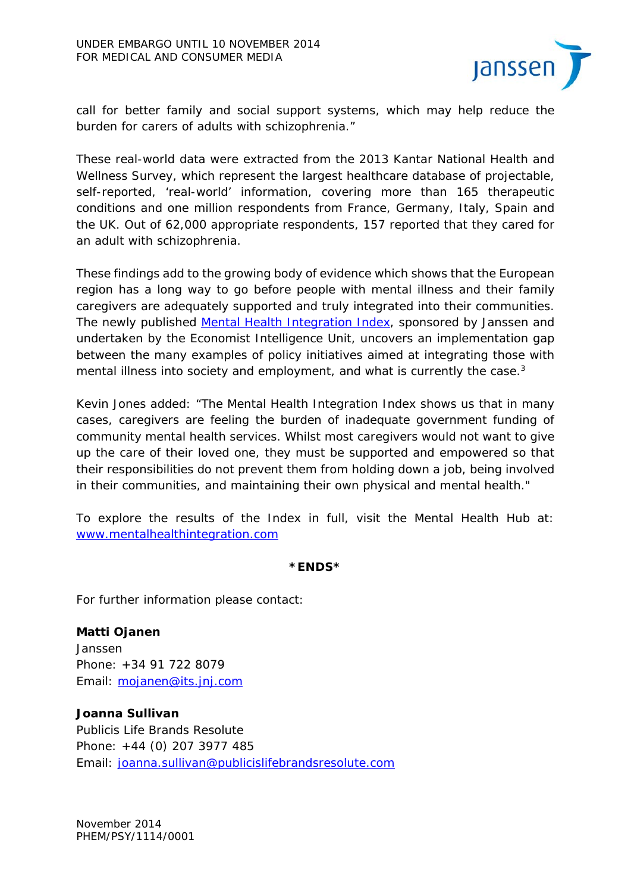call for better family and social support systems, which may help reduce the burden for carers of adults with schizophrenia."

These real-world data were extracted from the 2013 Kantar National Health and Wellness Survey, which represent the largest healthcare database of projectable, self-reported, 'real-world' information, covering more than 165 therapeutic conditions and one million respondents from France, Germany, Italy, Spain and the UK. Out of 62,000 appropriate respondents, 157 reported that they cared for an adult with schizophrenia.

These findings add to the growing body of evidence which shows that the European region has a long way to go before people with mental illness and their family caregivers are adequately supported and truly integrated into their communities. The newly published Mental Health Integration Index, sponsored by Janssen and undertaken by the Economist Intelligence Unit, uncovers an implementation gap between the many examples of policy initiatives aimed at integrating those with mental illness into society and employment, and what is currently the case.[3]

Kevin Jones added: "The Mental Health Integration Index shows us that in many cases, caregivers are feeling the burden of inadequate government funding of community mental health services. Whilst most caregivers would not want to give up the care of their loved one, they must be supported and empowered so that their responsibilities do not prevent them from holding down a job, being involved in their communities, and maintaining their own physical and mental health."

To explore the results of the Index in full, visit the Mental Health Hub at: www.mentalhealthintegration.com

**\*ENDS\***

For further information please contact:

**Matti Ojanen**
Janssen
Phone: +34 91 722 8079
Email: mojanen@its.jnj.com

**Joanna Sullivan**
Publicis Life Brands Resolute
Phone: +44 (0) 207 3977 485
Email: joanna.sullivan@publicislifebrandsresolute.com

November 2014
PHEM/PSY/1114/0001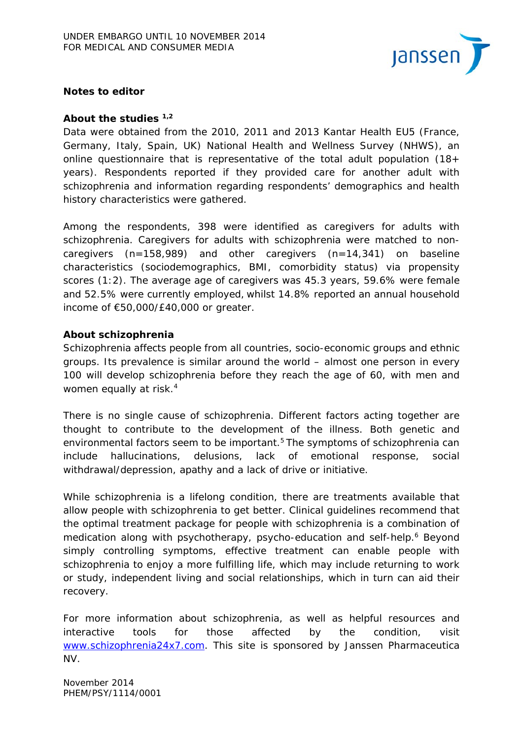UNDER EMBARGO UNTIL 10 NOVEMBER 2014
FOR MEDICAL AND CONSUMER MEDIA

**Notes to editor**

**About the studies [1,2]**

Data were obtained from the 2010, 2011 and 2013 Kantar Health EU5 (France, Germany, Italy, Spain, UK) National Health and Wellness Survey (NHWS), an online questionnaire that is representative of the total adult population (18+ years). Respondents reported if they provided care for another adult with schizophrenia and information regarding respondents' demographics and health history characteristics were gathered.

Among the respondents, 398 were identified as caregivers for adults with schizophrenia. Caregivers for adults with schizophrenia were matched to non-caregivers (n=158,989) and other caregivers (n=14,341) on baseline characteristics (sociodemographics, BMI, comorbidity status) via propensity scores (1:2). The average age of caregivers was 45.3 years, 59.6% were female and 52.5% were currently employed, whilst 14.8% reported an annual household income of €50,000/£40,000 or greater.

**About schizophrenia**

Schizophrenia affects people from all countries, socio-economic groups and ethnic groups. Its prevalence is similar around the world – almost one person in every 100 will develop schizophrenia before they reach the age of 60, with men and women equally at risk.[4]

There is no single cause of schizophrenia. Different factors acting together are thought to contribute to the development of the illness. Both genetic and environmental factors seem to be important.[5] The symptoms of schizophrenia can include hallucinations, delusions, lack of emotional response, social withdrawal/depression, apathy and a lack of drive or initiative.

While schizophrenia is a lifelong condition, there are treatments available that allow people with schizophrenia to get better. Clinical guidelines recommend that the optimal treatment package for people with schizophrenia is a combination of medication along with psychotherapy, psycho-education and self-help.[6] Beyond simply controlling symptoms, effective treatment can enable people with schizophrenia to enjoy a more fulfilling life, which may include returning to work or study, independent living and social relationships, which in turn can aid their recovery.

For more information about schizophrenia, as well as helpful resources and interactive tools for those affected by the condition, visit [www.schizophrenia24x7.com](www.schizophrenia24x7.com). This site is sponsored by Janssen Pharmaceutica NV.

November 2014
PHEM/PSY/1114/0001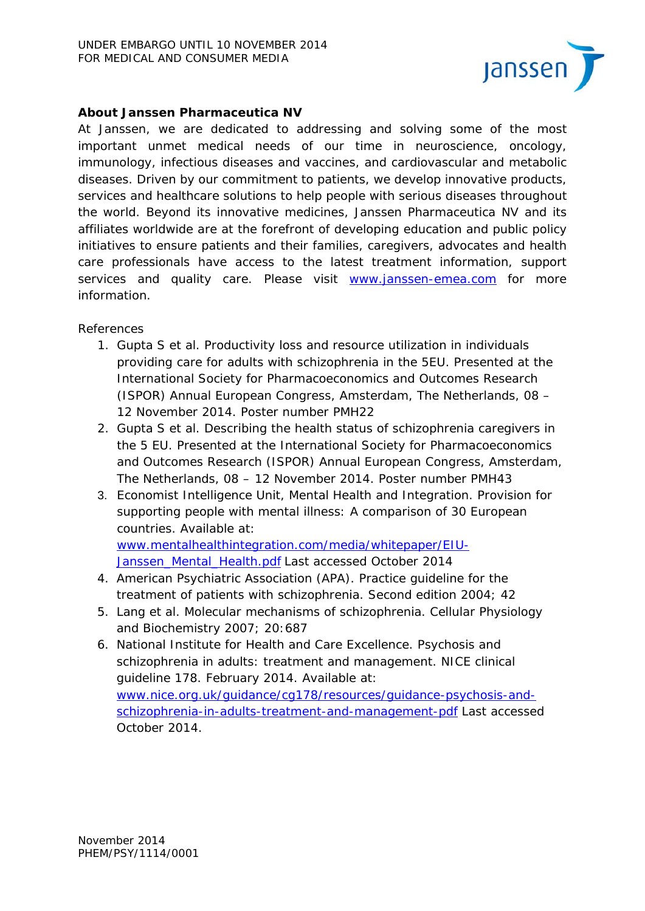## About Janssen Pharmaceutica NV

At Janssen, we are dedicated to addressing and solving some of the most important unmet medical needs of our time in neuroscience, oncology, immunology, infectious diseases and vaccines, and cardiovascular and metabolic diseases. Driven by our commitment to patients, we develop innovative products, services and healthcare solutions to help people with serious diseases throughout the world. Beyond its innovative medicines, Janssen Pharmaceutica NV and its affiliates worldwide are at the forefront of developing education and public policy initiatives to ensure patients and their families, caregivers, advocates and health care professionals have access to the latest treatment information, support services and quality care. Please visit www.janssen-emea.com for more information.

References

1. Gupta S et al. Productivity loss and resource utilization in individuals providing care for adults with schizophrenia in the 5EU. Presented at the International Society for Pharmacoeconomics and Outcomes Research (ISPOR) Annual European Congress, Amsterdam, The Netherlands, 08 – 12 November 2014. Poster number PMH22
2. Gupta S et al. Describing the health status of schizophrenia caregivers in the 5 EU. Presented at the International Society for Pharmacoeconomics and Outcomes Research (ISPOR) Annual European Congress, Amsterdam, The Netherlands, 08 – 12 November 2014. Poster number PMH43
3. Economist Intelligence Unit, Mental Health and Integration. Provision for supporting people with mental illness: A comparison of 30 European countries. Available at: www.mentalhealthintegration.com/media/whitepaper/EIU-Janssen_Mental_Health.pdf Last accessed October 2014
4. American Psychiatric Association (APA). Practice guideline for the treatment of patients with schizophrenia. Second edition 2004; 42
5. Lang et al. Molecular mechanisms of schizophrenia. Cellular Physiology and Biochemistry 2007; 20:687
6. National Institute for Health and Care Excellence. Psychosis and schizophrenia in adults: treatment and management. NICE clinical guideline 178. February 2014. Available at: www.nice.org.uk/guidance/cg178/resources/guidance-psychosis-and-schizophrenia-in-adults-treatment-and-management-pdf Last accessed October 2014.

November 2014
PHEM/PSY/1114/0001